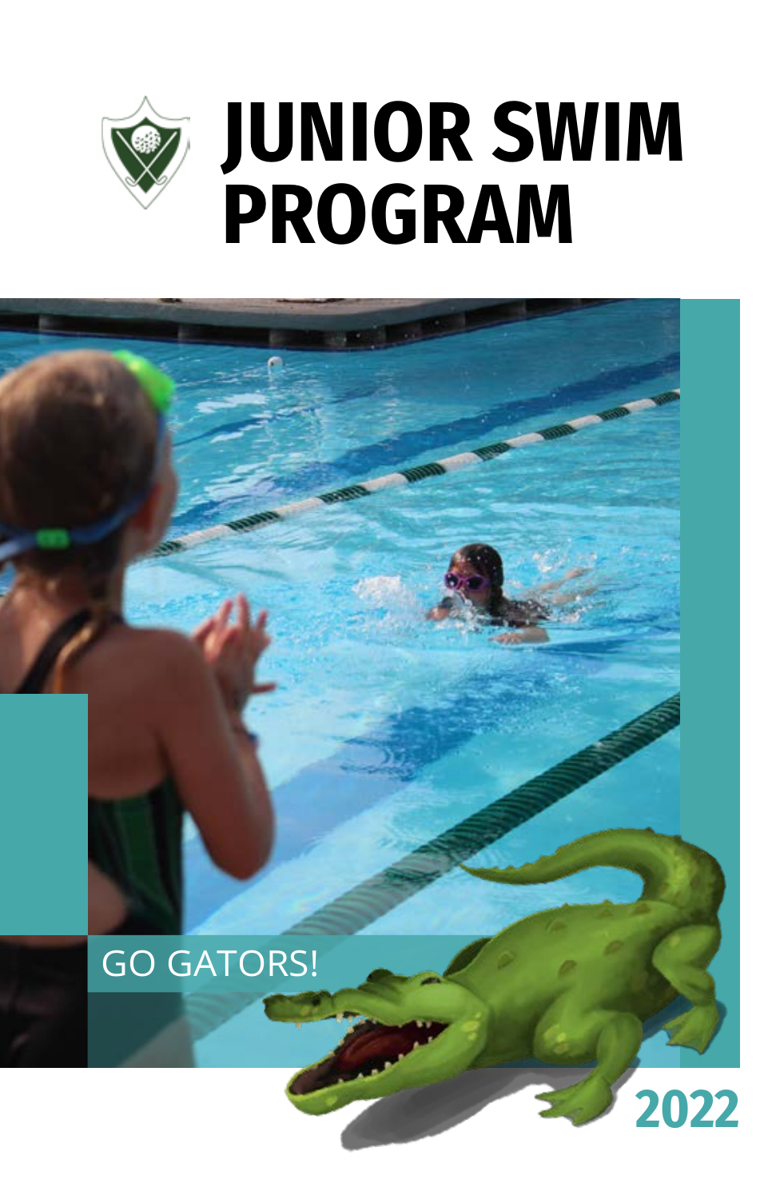# JUNIOR SWIM PROGRAM

GO GATORS!

2022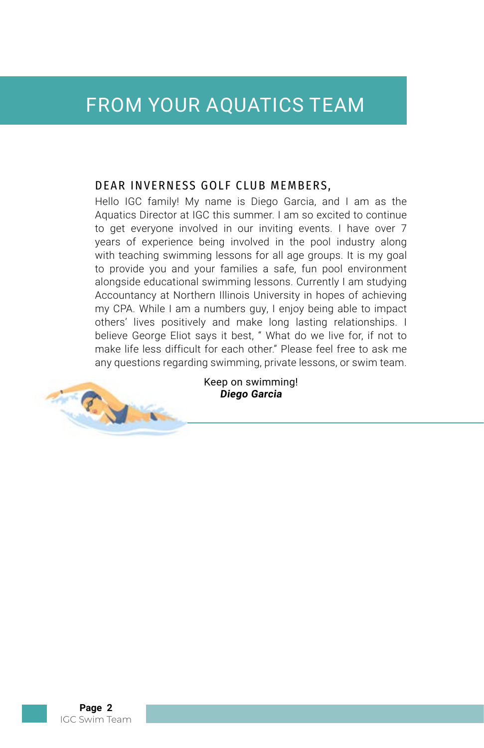# FROM YOUR AQUATICS TEAM

## DEAR INVERNESS GOLF CLUB MEMBERS,

Hello IGC family! My name is Diego Garcia, and I am as the Aquatics Director at IGC this summer. I am so excited to continue to get everyone involved in our inviting events. I have over 7 years of experience being involved in the pool industry along with teaching swimming lessons for all age groups. It is my goal to provide you and your families a safe, fun pool environment alongside educational swimming lessons. Currently I am studying Accountancy at Northern Illinois University in hopes of achieving my CPA. While I am a numbers guy, I enjoy being able to impact others' lives positively and make long lasting relationships. I believe George Eliot says it best, " What do we live for, if not to make life less difficult for each other." Please feel free to ask me any questions regarding swimming, private lessons, or swim team.

Keep on swimming!
***Diego Garcia***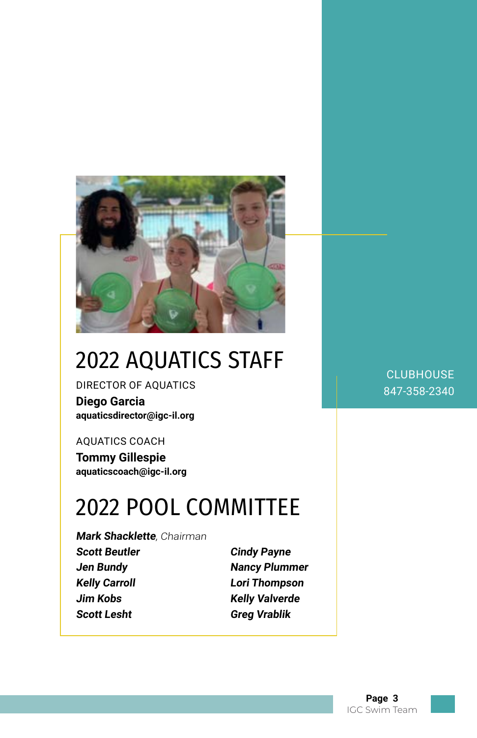## 2022 AQUATICS STAFF

DIRECTOR OF AQUATICS

**Diego Garcia**
**aquaticsdirector@igc-il.org**

AQUATICS COACH

**Tommy Gillespie**
**aquaticscoach@igc-il.org**

## 2022 POOL COMMITTEE

***Mark Shacklette****, Chairman*

***Scott Beutler***
***Jen Bundy***
***Kelly Carroll***
***Jim Kobs***
***Scott Lesht***
***Cindy Payne***
***Nancy Plummer***
***Lori Thompson***
***Kelly Valverde***
***Greg Vrablik***

CLUBHOUSE
847-358-2340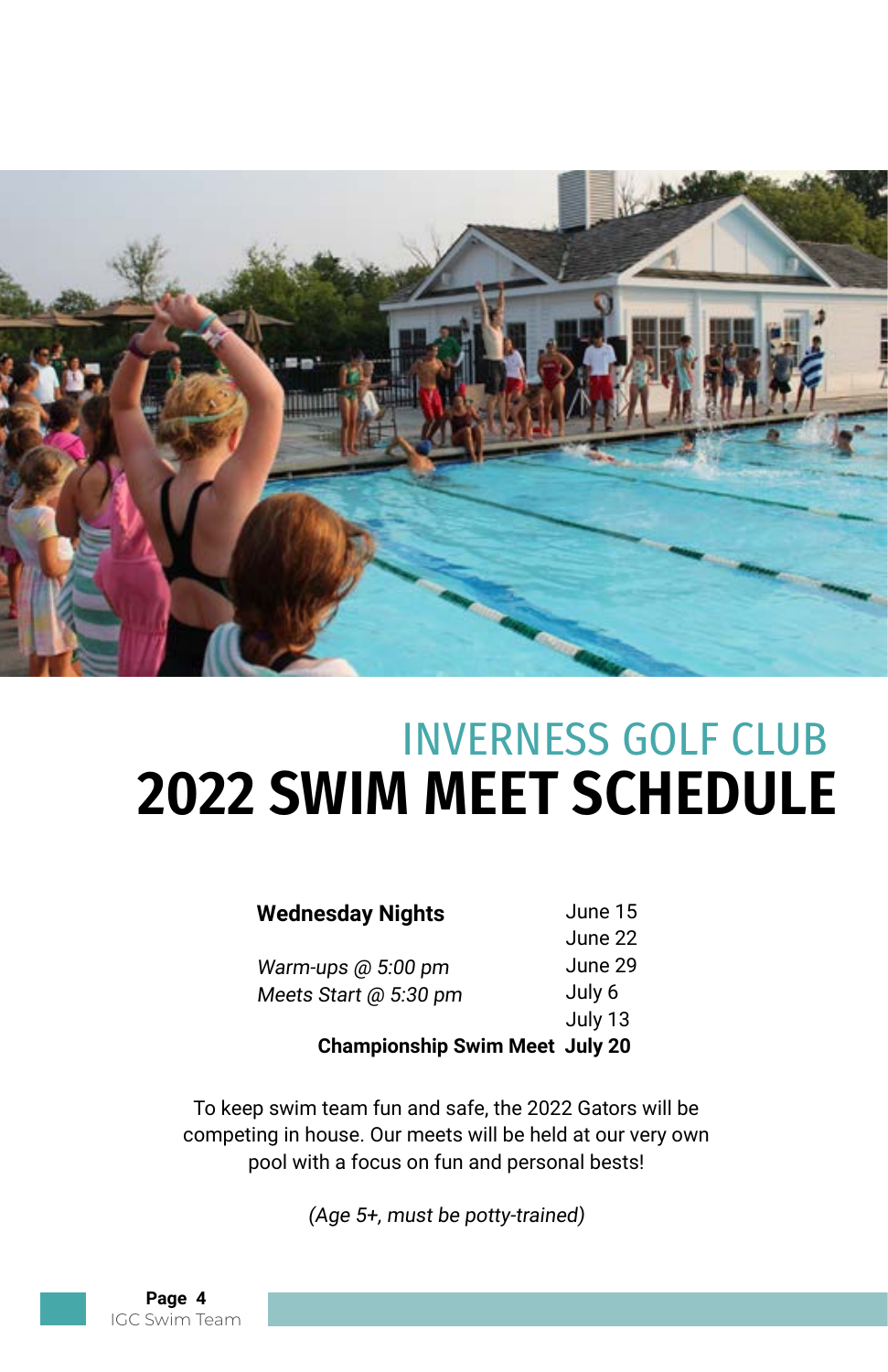## INVERNESS GOLF CLUB

# 2022 SWIM MEET SCHEDULE

| **Wednesday Nights** | June 15 |
|---|---|
| | June 22 |
| *Warm-ups @ 5:00 pm* | June 29 |
| *Meets Start @ 5:30 pm* | July 6 |
| | July 13 |
| **Championship Swim Meet** | **July 20** |

To keep swim team fun and safe, the 2022 Gators will be competing in house. Our meets will be held at our very own pool with a focus on fun and personal bests!

*(Age 5+, must be potty-trained)*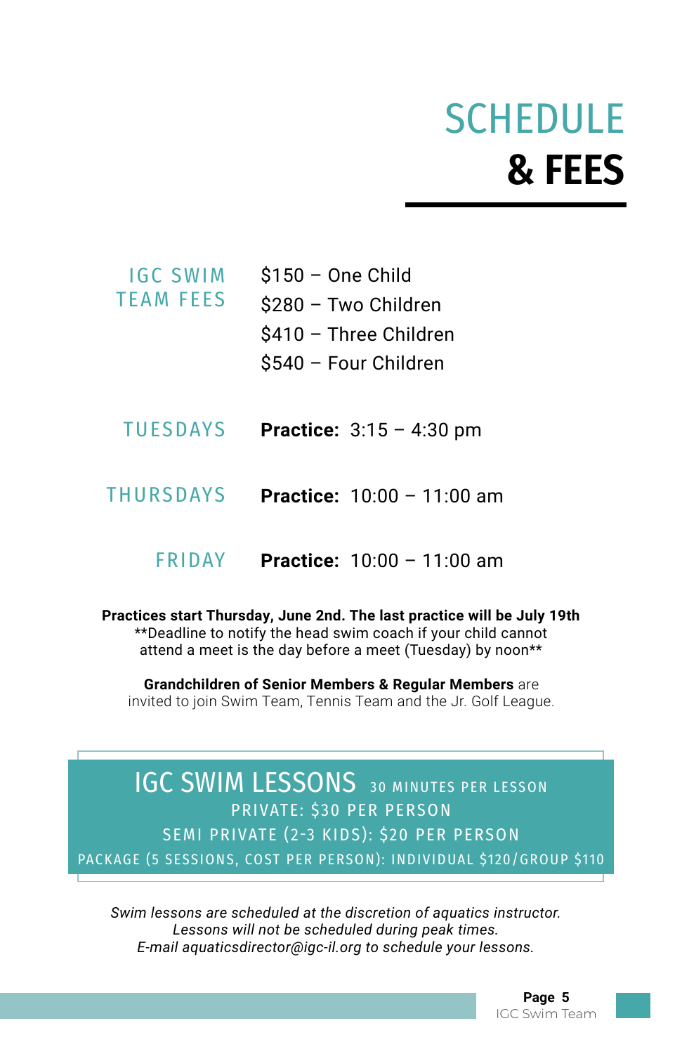# SCHEDULE & FEES

| | |
|---|---|
| IGC SWIM TEAM FEES | $150 – One Child<br>$280 – Two Children<br>$410 – Three Children<br>$540 – Four Children |
| TUESDAYS | **Practice:** 3:15 – 4:30 pm |
| THURSDAYS | **Practice:** 10:00 – 11:00 am |
| FRIDAY | **Practice:** 10:00 – 11:00 am |

**Practices start Thursday, June 2nd. The last practice will be July 19th**
**Deadline to notify the head swim coach if your child cannot attend a meet is the day before a meet (Tuesday) by noon**

**Grandchildren of Senior Members & Regular Members** are invited to join Swim Team, Tennis Team and the Jr. Golf League.

## IGC SWIM LESSONS 30 MINUTES PER LESSON

PRIVATE: $30 PER PERSON

SEMI PRIVATE (2-3 KIDS): $20 PER PERSON

PACKAGE (5 SESSIONS, COST PER PERSON): INDIVIDUAL $120/GROUP $110

*Swim lessons are scheduled at the discretion of aquatics instructor.*
*Lessons will not be scheduled during peak times.*
*E-mail aquaticsdirector@igc-il.org to schedule your lessons.*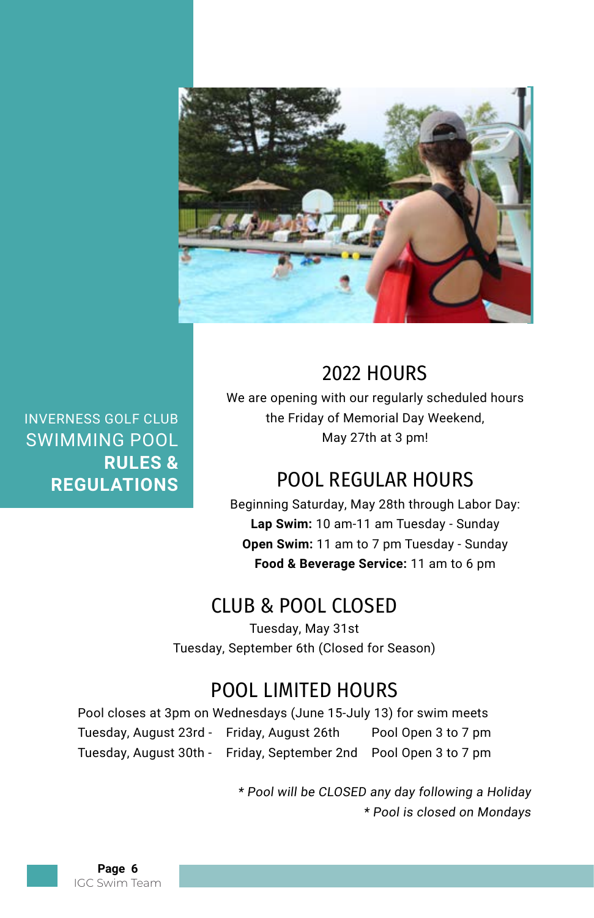INVERNESS GOLF CLUB
SWIMMING POOL
**RULES & REGULATIONS**

## 2022 HOURS

We are opening with our regularly scheduled hours the Friday of Memorial Day Weekend, May 27th at 3 pm!

## POOL REGULAR HOURS

Beginning Saturday, May 28th through Labor Day:
**Lap Swim:** 10 am-11 am Tuesday - Sunday
**Open Swim:** 11 am to 7 pm Tuesday - Sunday
**Food & Beverage Service:** 11 am to 6 pm

## CLUB & POOL CLOSED

Tuesday, May 31st
Tuesday, September 6th (Closed for Season)

## POOL LIMITED HOURS

Pool closes at 3pm on Wednesdays (June 15-July 13) for swim meets

| | | |
|---|---|---|
| Tuesday, August 23rd - | Friday, August 26th | Pool Open 3 to 7 pm |
| Tuesday, August 30th - | Friday, September 2nd | Pool Open 3 to 7 pm |

*\* Pool will be CLOSED any day following a Holiday*
*\* Pool is closed on Mondays*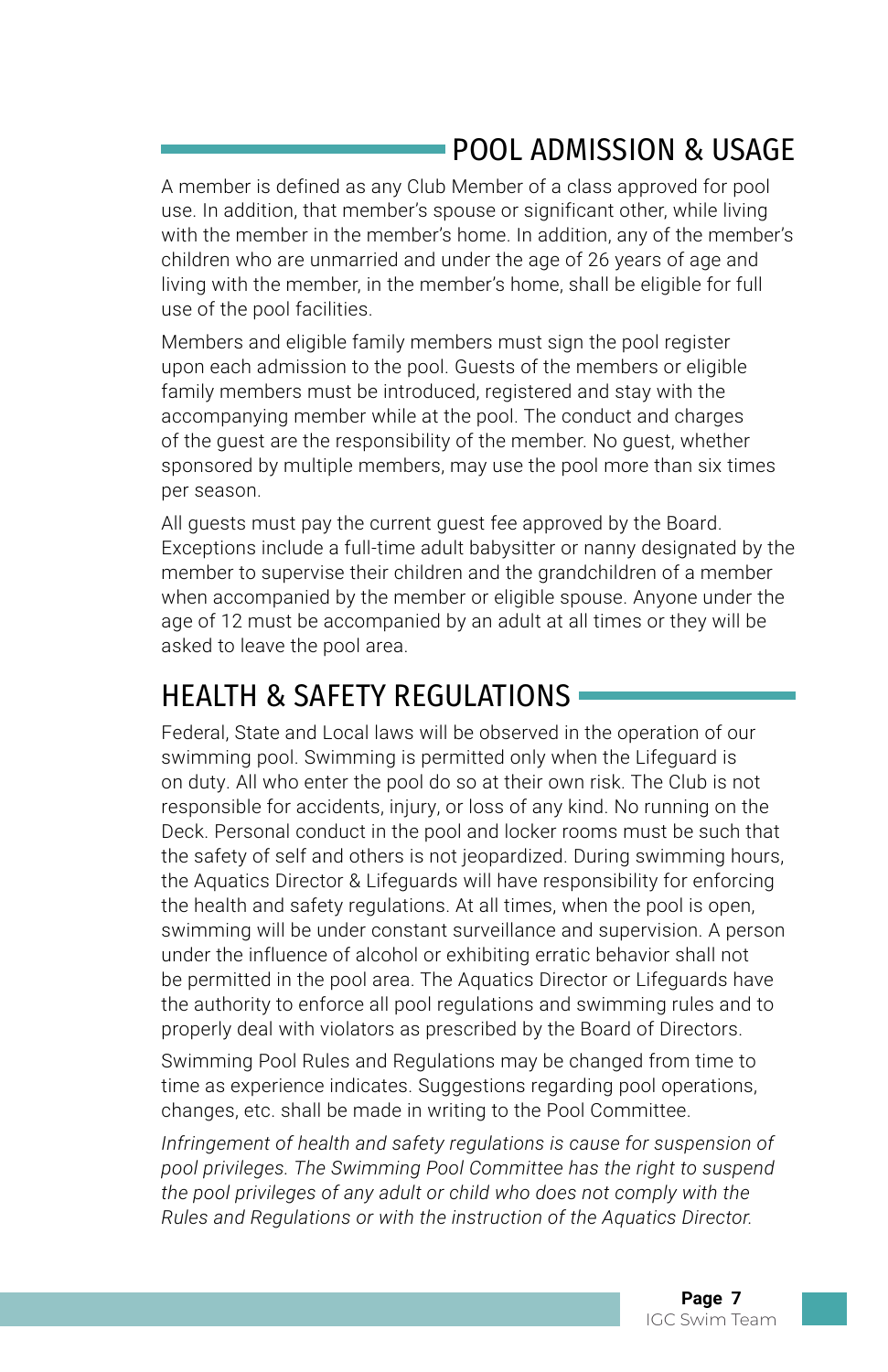## POOL ADMISSION & USAGE

A member is defined as any Club Member of a class approved for pool use. In addition, that member's spouse or significant other, while living with the member in the member's home. In addition, any of the member's children who are unmarried and under the age of 26 years of age and living with the member, in the member's home, shall be eligible for full use of the pool facilities.

Members and eligible family members must sign the pool register upon each admission to the pool. Guests of the members or eligible family members must be introduced, registered and stay with the accompanying member while at the pool. The conduct and charges of the guest are the responsibility of the member. No guest, whether sponsored by multiple members, may use the pool more than six times per season.

All guests must pay the current guest fee approved by the Board. Exceptions include a full-time adult babysitter or nanny designated by the member to supervise their children and the grandchildren of a member when accompanied by the member or eligible spouse. Anyone under the age of 12 must be accompanied by an adult at all times or they will be asked to leave the pool area.

## HEALTH & SAFETY REGULATIONS

Federal, State and Local laws will be observed in the operation of our swimming pool. Swimming is permitted only when the Lifeguard is on duty. All who enter the pool do so at their own risk. The Club is not responsible for accidents, injury, or loss of any kind. No running on the Deck. Personal conduct in the pool and locker rooms must be such that the safety of self and others is not jeopardized. During swimming hours, the Aquatics Director & Lifeguards will have responsibility for enforcing the health and safety regulations. At all times, when the pool is open, swimming will be under constant surveillance and supervision. A person under the influence of alcohol or exhibiting erratic behavior shall not be permitted in the pool area. The Aquatics Director or Lifeguards have the authority to enforce all pool regulations and swimming rules and to properly deal with violators as prescribed by the Board of Directors.

Swimming Pool Rules and Regulations may be changed from time to time as experience indicates. Suggestions regarding pool operations, changes, etc. shall be made in writing to the Pool Committee.

*Infringement of health and safety regulations is cause for suspension of pool privileges. The Swimming Pool Committee has the right to suspend the pool privileges of any adult or child who does not comply with the Rules and Regulations or with the instruction of the Aquatics Director.*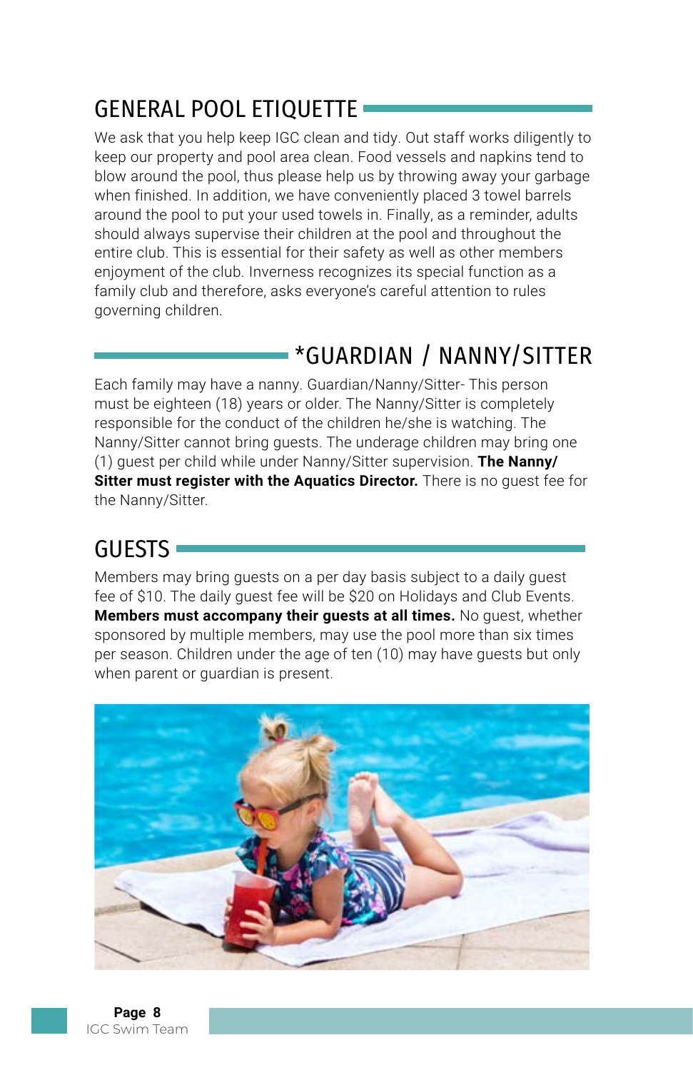## GENERAL POOL ETIQUETTE

We ask that you help keep IGC clean and tidy. Out staff works diligently to keep our property and pool area clean. Food vessels and napkins tend to blow around the pool, thus please help us by throwing away your garbage when finished. In addition, we have conveniently placed 3 towel barrels around the pool to put your used towels in. Finally, as a reminder, adults should always supervise their children at the pool and throughout the entire club. This is essential for their safety as well as other members enjoyment of the club. Inverness recognizes its special function as a family club and therefore, asks everyone's careful attention to rules governing children.

## *GUARDIAN / NANNY/SITTER

Each family may have a nanny. Guardian/Nanny/Sitter- This person must be eighteen (18) years or older. The Nanny/Sitter is completely responsible for the conduct of the children he/she is watching. The Nanny/Sitter cannot bring guests. The underage children may bring one (1) guest per child while under Nanny/Sitter supervision. **The Nanny/Sitter must register with the Aquatics Director.** There is no guest fee for the Nanny/Sitter.

## GUESTS

Members may bring guests on a per day basis subject to a daily guest fee of $10. The daily guest fee will be $20 on Holidays and Club Events. **Members must accompany their guests at all times.** No guest, whether sponsored by multiple members, may use the pool more than six times per season. Children under the age of ten (10) may have guests but only when parent or guardian is present.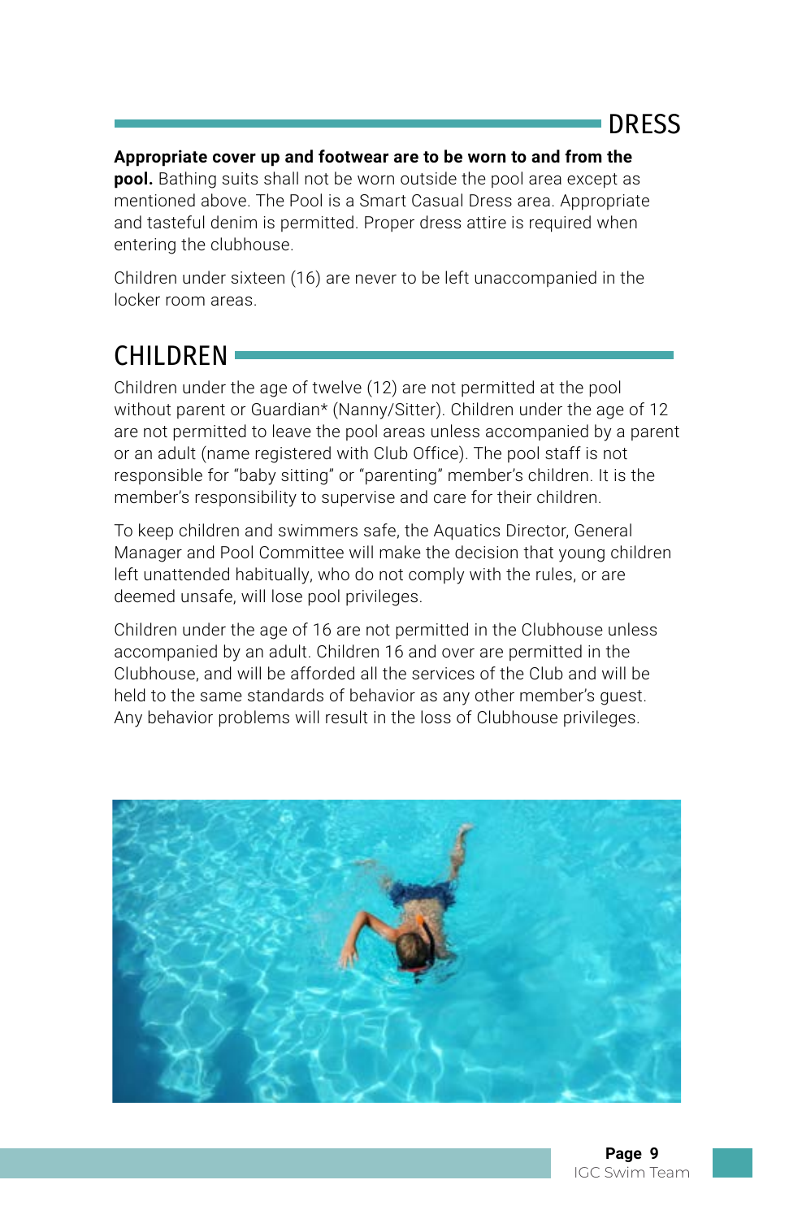## DRESS

**Appropriate cover up and footwear are to be worn to and from the pool.** Bathing suits shall not be worn outside the pool area except as mentioned above. The Pool is a Smart Casual Dress area. Appropriate and tasteful denim is permitted. Proper dress attire is required when entering the clubhouse.

Children under sixteen (16) are never to be left unaccompanied in the locker room areas.

## CHILDREN

Children under the age of twelve (12) are not permitted at the pool without parent or Guardian* (Nanny/Sitter). Children under the age of 12 are not permitted to leave the pool areas unless accompanied by a parent or an adult (name registered with Club Office). The pool staff is not responsible for "baby sitting" or "parenting" member's children. It is the member's responsibility to supervise and care for their children.

To keep children and swimmers safe, the Aquatics Director, General Manager and Pool Committee will make the decision that young children left unattended habitually, who do not comply with the rules, or are deemed unsafe, will lose pool privileges.

Children under the age of 16 are not permitted in the Clubhouse unless accompanied by an adult. Children 16 and over are permitted in the Clubhouse, and will be afforded all the services of the Club and will be held to the same standards of behavior as any other member's guest. Any behavior problems will result in the loss of Clubhouse privileges.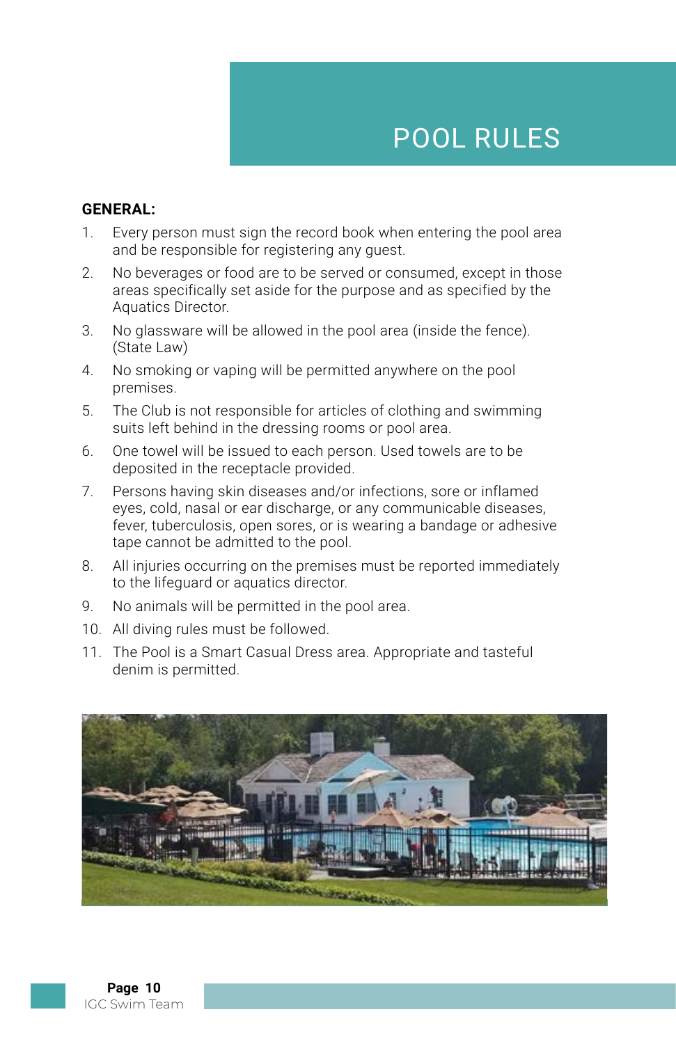# POOL RULES

**GENERAL:**

1. Every person must sign the record book when entering the pool area and be responsible for registering any guest.
2. No beverages or food are to be served or consumed, except in those areas specifically set aside for the purpose and as specified by the Aquatics Director.
3. No glassware will be allowed in the pool area (inside the fence). (State Law)
4. No smoking or vaping will be permitted anywhere on the pool premises.
5. The Club is not responsible for articles of clothing and swimming suits left behind in the dressing rooms or pool area.
6. One towel will be issued to each person. Used towels are to be deposited in the receptacle provided.
7. Persons having skin diseases and/or infections, sore or inflamed eyes, cold, nasal or ear discharge, or any communicable diseases, fever, tuberculosis, open sores, or is wearing a bandage or adhesive tape cannot be admitted to the pool.
8. All injuries occurring on the premises must be reported immediately to the lifeguard or aquatics director.
9. No animals will be permitted in the pool area.
10. All diving rules must be followed.
11. The Pool is a Smart Casual Dress area. Appropriate and tasteful denim is permitted.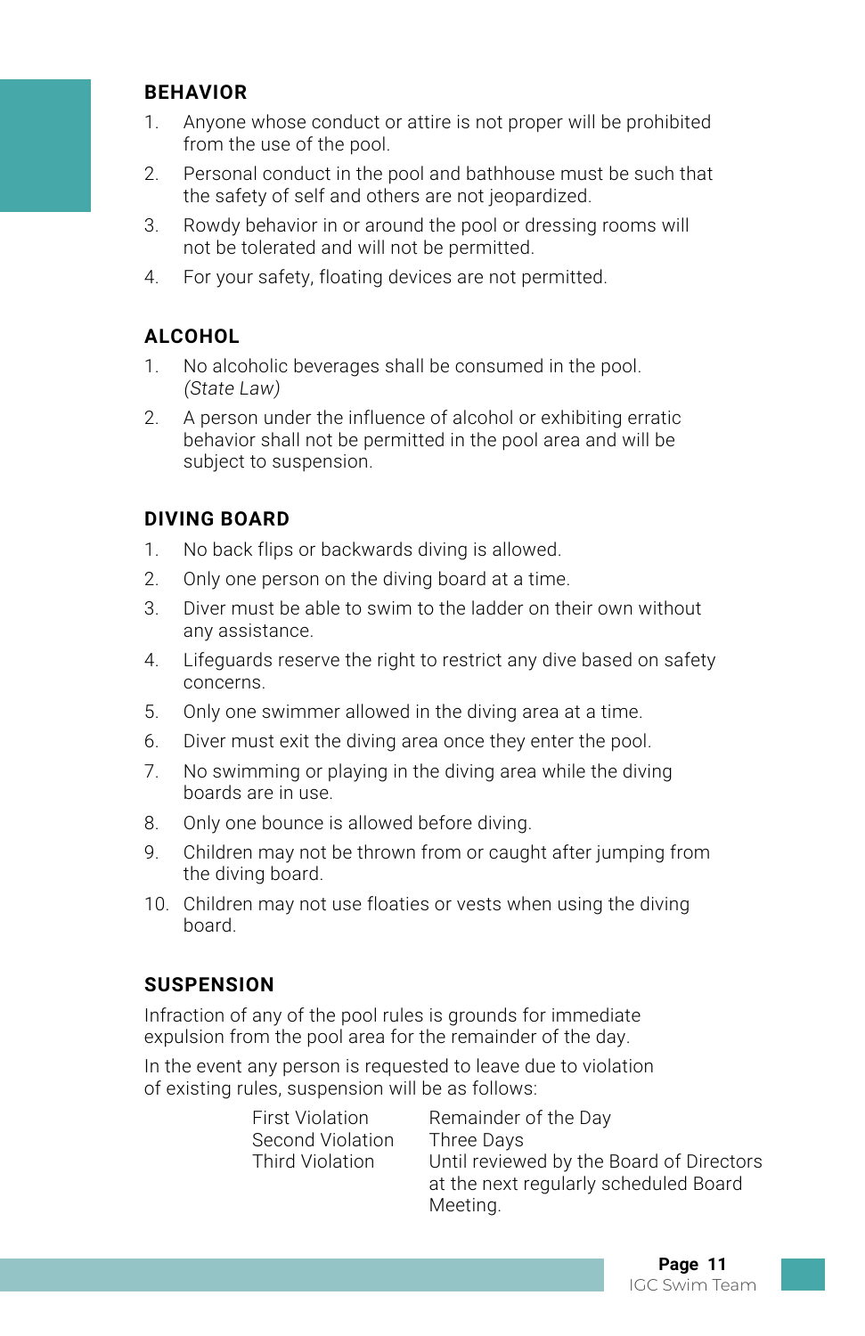## BEHAVIOR

1. Anyone whose conduct or attire is not proper will be prohibited from the use of the pool.
2. Personal conduct in the pool and bathhouse must be such that the safety of self and others are not jeopardized.
3. Rowdy behavior in or around the pool or dressing rooms will not be tolerated and will not be permitted.
4. For your safety, floating devices are not permitted.

## ALCOHOL

1. No alcoholic beverages shall be consumed in the pool. *(State Law)*
2. A person under the influence of alcohol or exhibiting erratic behavior shall not be permitted in the pool area and will be subject to suspension.

## DIVING BOARD

1. No back flips or backwards diving is allowed.
2. Only one person on the diving board at a time.
3. Diver must be able to swim to the ladder on their own without any assistance.
4. Lifeguards reserve the right to restrict any dive based on safety concerns.
5. Only one swimmer allowed in the diving area at a time.
6. Diver must exit the diving area once they enter the pool.
7. No swimming or playing in the diving area while the diving boards are in use.
8. Only one bounce is allowed before diving.
9. Children may not be thrown from or caught after jumping from the diving board.
10. Children may not use floaties or vests when using the diving board.

## SUSPENSION

Infraction of any of the pool rules is grounds for immediate expulsion from the pool area for the remainder of the day.

In the event any person is requested to leave due to violation of existing rules, suspension will be as follows:

| | |
|---|---|
| First Violation | Remainder of the Day |
| Second Violation | Three Days |
| Third Violation | Until reviewed by the Board of Directors at the next regularly scheduled Board Meeting. |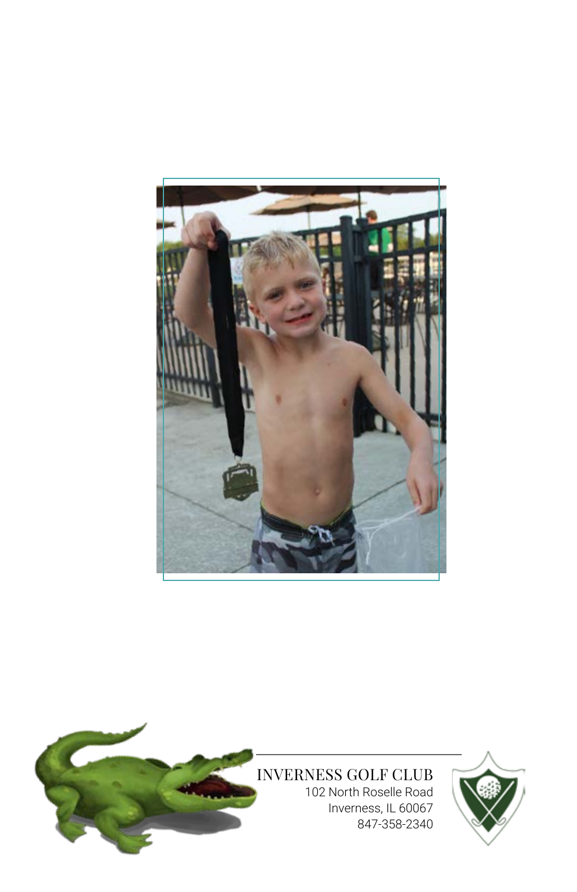INVERNESS GOLF CLUB

102 North Roselle Road

Inverness, IL 60067

847-358-2340